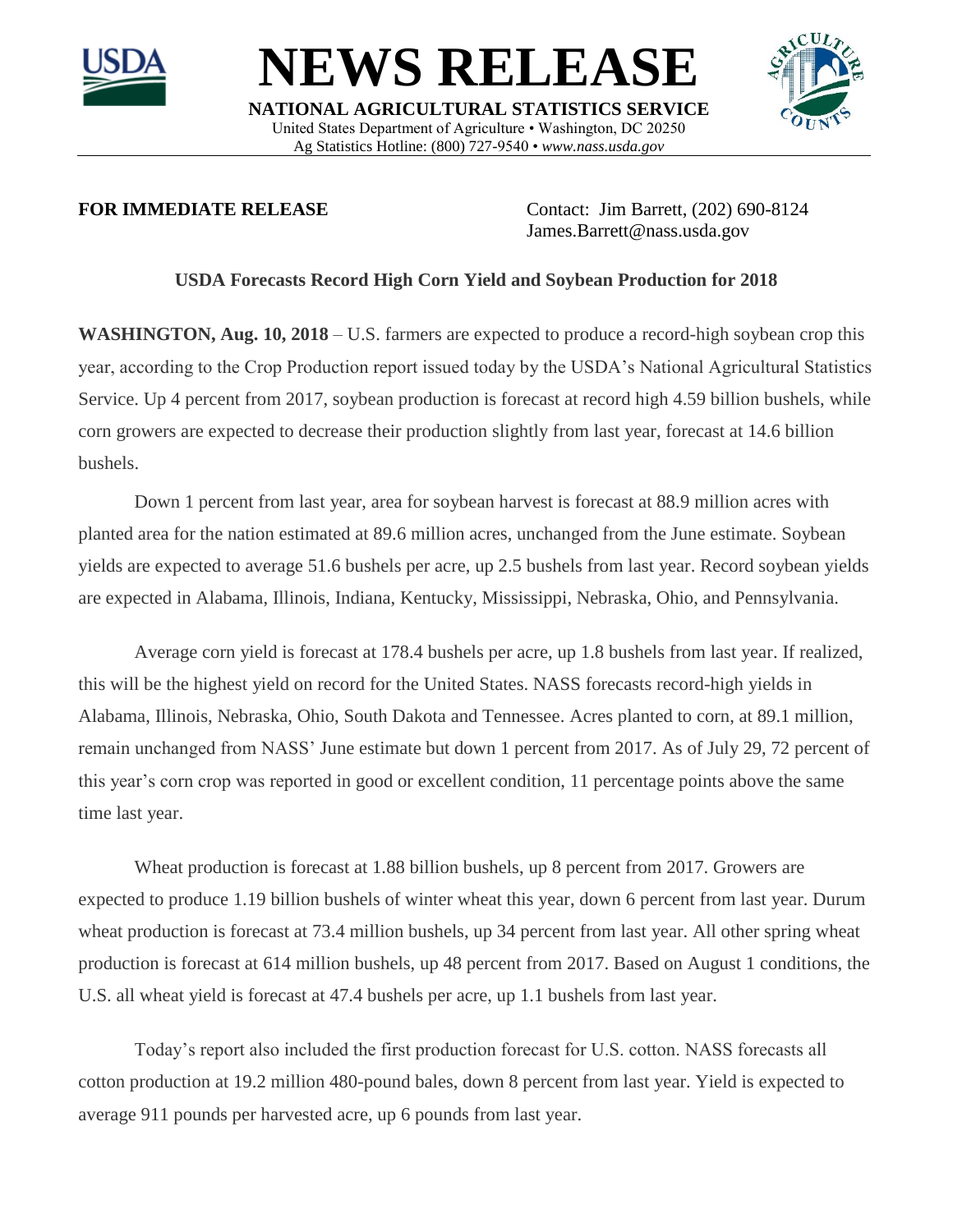# NEWS RELEASE

**NATIONAL AGRICULTURAL STATISTICS SERVICE**

United States Department of Agriculture • Washington, DC 20250
Ag Statistics Hotline: (800) 727-9540 • *www.nass.usda.gov*

**FOR IMMEDIATE RELEASE**

Contact: Jim Barrett, (202) 690-8124
James.Barrett@nass.usda.gov

## USDA Forecasts Record High Corn Yield and Soybean Production for 2018

**WASHINGTON, Aug. 10, 2018** – U.S. farmers are expected to produce a record-high soybean crop this year, according to the Crop Production report issued today by the USDA's National Agricultural Statistics Service. Up 4 percent from 2017, soybean production is forecast at record high 4.59 billion bushels, while corn growers are expected to decrease their production slightly from last year, forecast at 14.6 billion bushels.

Down 1 percent from last year, area for soybean harvest is forecast at 88.9 million acres with planted area for the nation estimated at 89.6 million acres, unchanged from the June estimate. Soybean yields are expected to average 51.6 bushels per acre, up 2.5 bushels from last year. Record soybean yields are expected in Alabama, Illinois, Indiana, Kentucky, Mississippi, Nebraska, Ohio, and Pennsylvania.

Average corn yield is forecast at 178.4 bushels per acre, up 1.8 bushels from last year. If realized, this will be the highest yield on record for the United States. NASS forecasts record-high yields in Alabama, Illinois, Nebraska, Ohio, South Dakota and Tennessee. Acres planted to corn, at 89.1 million, remain unchanged from NASS' June estimate but down 1 percent from 2017. As of July 29, 72 percent of this year's corn crop was reported in good or excellent condition, 11 percentage points above the same time last year.

Wheat production is forecast at 1.88 billion bushels, up 8 percent from 2017. Growers are expected to produce 1.19 billion bushels of winter wheat this year, down 6 percent from last year. Durum wheat production is forecast at 73.4 million bushels, up 34 percent from last year. All other spring wheat production is forecast at 614 million bushels, up 48 percent from 2017. Based on August 1 conditions, the U.S. all wheat yield is forecast at 47.4 bushels per acre, up 1.1 bushels from last year.

Today's report also included the first production forecast for U.S. cotton. NASS forecasts all cotton production at 19.2 million 480-pound bales, down 8 percent from last year. Yield is expected to average 911 pounds per harvested acre, up 6 pounds from last year.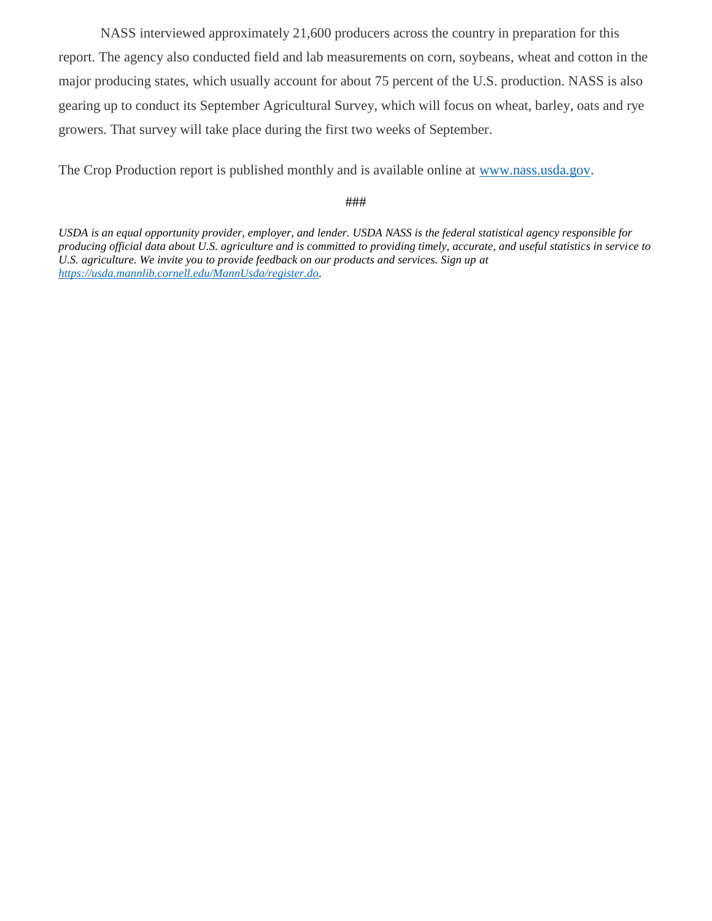NASS interviewed approximately 21,600 producers across the country in preparation for this report. The agency also conducted field and lab measurements on corn, soybeans, wheat and cotton in the major producing states, which usually account for about 75 percent of the U.S. production. NASS is also gearing up to conduct its September Agricultural Survey, which will focus on wheat, barley, oats and rye growers. That survey will take place during the first two weeks of September.

The Crop Production report is published monthly and is available online at [www.nass.usda.gov](www.nass.usda.gov).

###

*USDA is an equal opportunity provider, employer, and lender. USDA NASS is the federal statistical agency responsible for producing official data about U.S. agriculture and is committed to providing timely, accurate, and useful statistics in service to U.S. agriculture. We invite you to provide feedback on our products and services. Sign up at [https://usda.mannlib.cornell.edu/MannUsda/register.do](https://usda.mannlib.cornell.edu/MannUsda/register.do).*